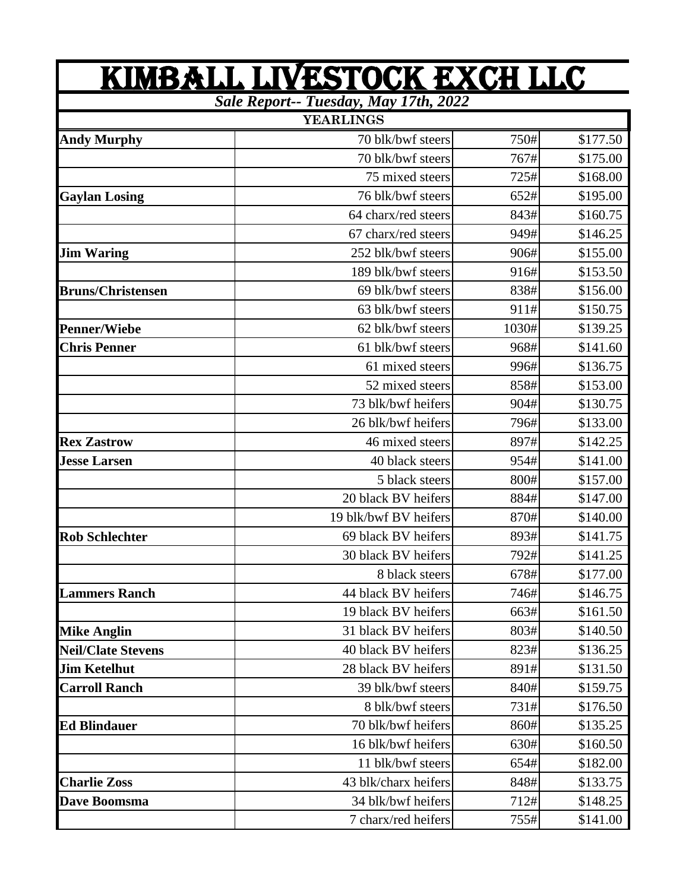# KIMBALL LIVESTOCK EXCH LLC

***Sale Report-- Tuesday, May 17th, 2022***

| YEARLINGS | | | |
|---|---|---|---|
| **Andy Murphy** | 70 blk/bwf steers | 750# | $177.50 |
| | 70 blk/bwf steers | 767# | $175.00 |
| | 75 mixed steers | 725# | $168.00 |
| **Gaylan Losing** | 76 blk/bwf steers | 652# | $195.00 |
| | 64 charx/red steers | 843# | $160.75 |
| | 67 charx/red steers | 949# | $146.25 |
| **Jim Waring** | 252 blk/bwf steers | 906# | $155.00 |
| | 189 blk/bwf steers | 916# | $153.50 |
| **Bruns/Christensen** | 69 blk/bwf steers | 838# | $156.00 |
| | 63 blk/bwf steers | 911# | $150.75 |
| **Penner/Wiebe** | 62 blk/bwf steers | 1030# | $139.25 |
| **Chris Penner** | 61 blk/bwf steers | 968# | $141.60 |
| | 61 mixed steers | 996# | $136.75 |
| | 52 mixed steers | 858# | $153.00 |
| | 73 blk/bwf heifers | 904# | $130.75 |
| | 26 blk/bwf heifers | 796# | $133.00 |
| **Rex Zastrow** | 46 mixed steers | 897# | $142.25 |
| **Jesse Larsen** | 40 black steers | 954# | $141.00 |
| | 5 black steers | 800# | $157.00 |
| | 20 black BV heifers | 884# | $147.00 |
| | 19 blk/bwf BV heifers | 870# | $140.00 |
| **Rob Schlechter** | 69 black BV heifers | 893# | $141.75 |
| | 30 black BV heifers | 792# | $141.25 |
| | 8 black steers | 678# | $177.00 |
| **Lammers Ranch** | 44 black BV heifers | 746# | $146.75 |
| | 19 black BV heifers | 663# | $161.50 |
| **Mike Anglin** | 31 black BV heifers | 803# | $140.50 |
| **Neil/Clate Stevens** | 40 black BV heifers | 823# | $136.25 |
| **Jim Ketelhut** | 28 black BV heifers | 891# | $131.50 |
| **Carroll Ranch** | 39 blk/bwf steers | 840# | $159.75 |
| | 8 blk/bwf steers | 731# | $176.50 |
| **Ed Blindauer** | 70 blk/bwf heifers | 860# | $135.25 |
| | 16 blk/bwf heifers | 630# | $160.50 |
| | 11 blk/bwf steers | 654# | $182.00 |
| **Charlie Zoss** | 43 blk/charx heifers | 848# | $133.75 |
| **Dave Boomsma** | 34 blk/bwf heifers | 712# | $148.25 |
| | 7 charx/red heifers | 755# | $141.00 |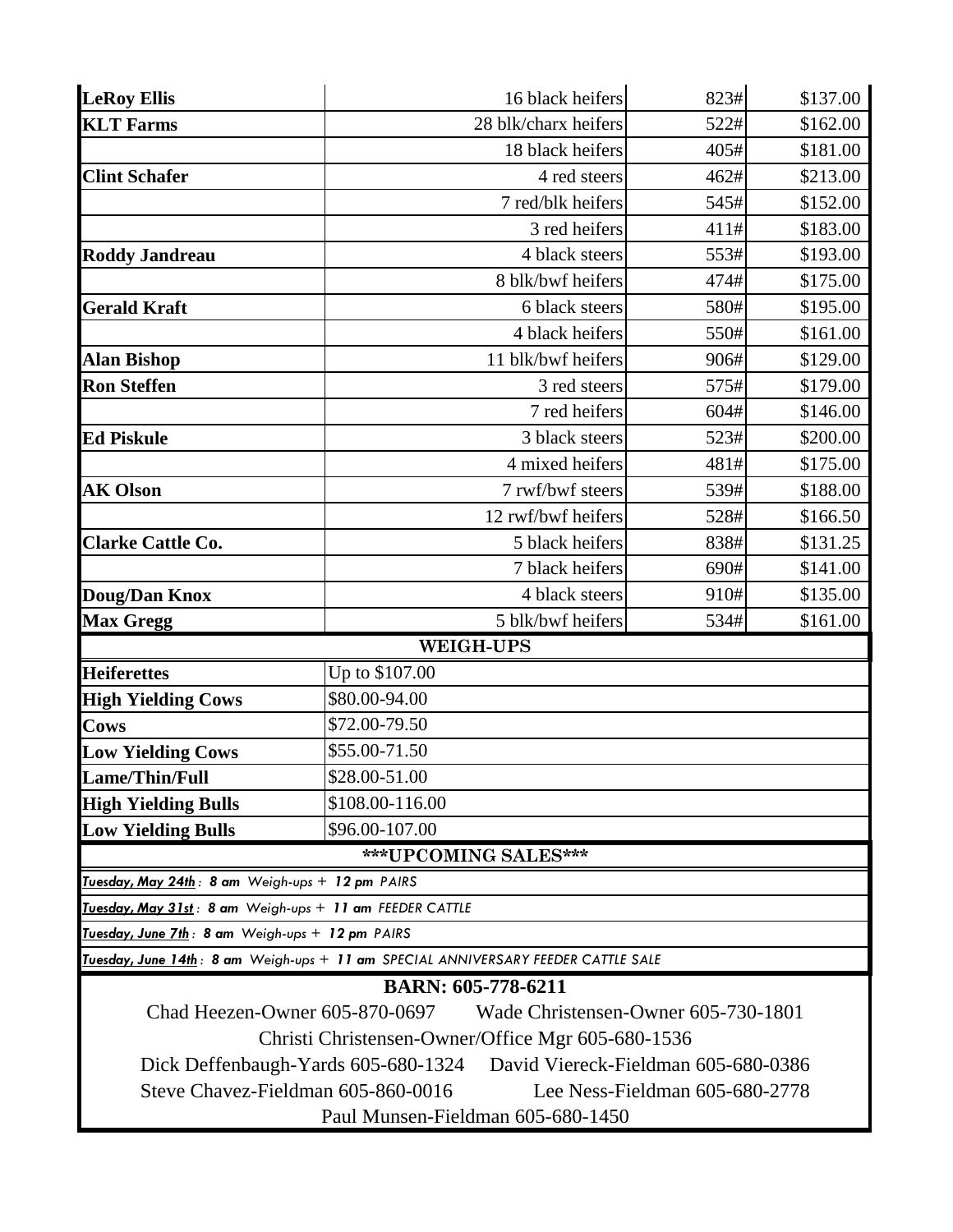| | | | |
|---|---|---|---|
| **LeRoy Ellis** | 16 black heifers | 823# | $137.00 |
| **KLT Farms** | 28 blk/charx heifers | 522# | $162.00 |
| | 18 black heifers | 405# | $181.00 |
| **Clint Schafer** | 4 red steers | 462# | $213.00 |
| | 7 red/blk heifers | 545# | $152.00 |
| | 3 red heifers | 411# | $183.00 |
| **Roddy Jandreau** | 4 black steers | 553# | $193.00 |
| | 8 blk/bwf heifers | 474# | $175.00 |
| **Gerald Kraft** | 6 black steers | 580# | $195.00 |
| | 4 black heifers | 550# | $161.00 |
| **Alan Bishop** | 11 blk/bwf heifers | 906# | $129.00 |
| **Ron Steffen** | 3 red steers | 575# | $179.00 |
| | 7 red heifers | 604# | $146.00 |
| **Ed Piskule** | 3 black steers | 523# | $200.00 |
| | 4 mixed heifers | 481# | $175.00 |
| **AK Olson** | 7 rwf/bwf steers | 539# | $188.00 |
| | 12 rwf/bwf heifers | 528# | $166.50 |
| **Clarke Cattle Co.** | 5 black heifers | 838# | $131.25 |
| | 7 black heifers | 690# | $141.00 |
| **Doug/Dan Knox** | 4 black steers | 910# | $135.00 |
| **Max Gregg** | 5 blk/bwf heifers | 534# | $161.00 |

**WEIGH-UPS**

| | |
|---|---|
| **Heiferettes** | Up to $107.00 |
| **High Yielding Cows** | $80.00-94.00 |
| **Cows** | $72.00-79.50 |
| **Low Yielding Cows** | $55.00-71.50 |
| **Lame/Thin/Full** | $28.00-51.00 |
| **High Yielding Bulls** | $108.00-116.00 |
| **Low Yielding Bulls** | $96.00-107.00 |

**\*\*\*UPCOMING SALES\*\*\***

***Tuesday, May 24th**: **8 am** Weigh-ups + **12 pm** PAIRS*

***Tuesday, May 31st**: **8 am** Weigh-ups + **11 am** FEEDER CATTLE*

***Tuesday, June 7th**: **8 am** Weigh-ups + **12 pm** PAIRS*

***Tuesday, June 14th**: **8 am** Weigh-ups + **11 am** SPECIAL ANNIVERSARY FEEDER CATTLE SALE*

**BARN: 605-778-6211**

Chad Heezen-Owner 605-870-0697 Wade Christensen-Owner 605-730-1801

Christi Christensen-Owner/Office Mgr 605-680-1536

Dick Deffenbaugh-Yards 605-680-1324 David Viereck-Fieldman 605-680-0386

Steve Chavez-Fieldman 605-860-0016 Lee Ness-Fieldman 605-680-2778

Paul Munsen-Fieldman 605-680-1450